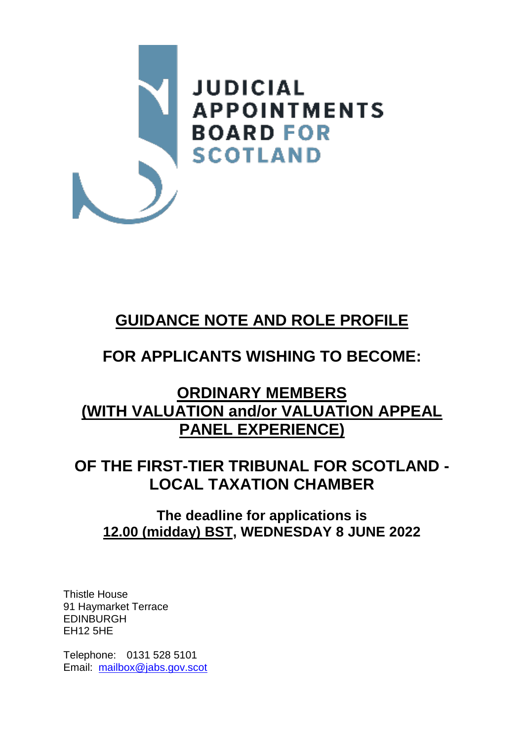JUDICIAL APPOINTMENTS BOARD FOR SCOTLAND

# GUIDANCE NOTE AND ROLE PROFILE

## FOR APPLICANTS WISHING TO BECOME:

## ORDINARY MEMBERS (WITH VALUATION and/or VALUATION APPEAL PANEL EXPERIENCE)

## OF THE FIRST-TIER TRIBUNAL FOR SCOTLAND - LOCAL TAXATION CHAMBER

**The deadline for applications is 12.00 (midday) BST, WEDNESDAY 8 JUNE 2022**

Thistle House
91 Haymarket Terrace
EDINBURGH
EH12 5HE

Telephone: 0131 528 5101
Email: mailbox@jabs.gov.scot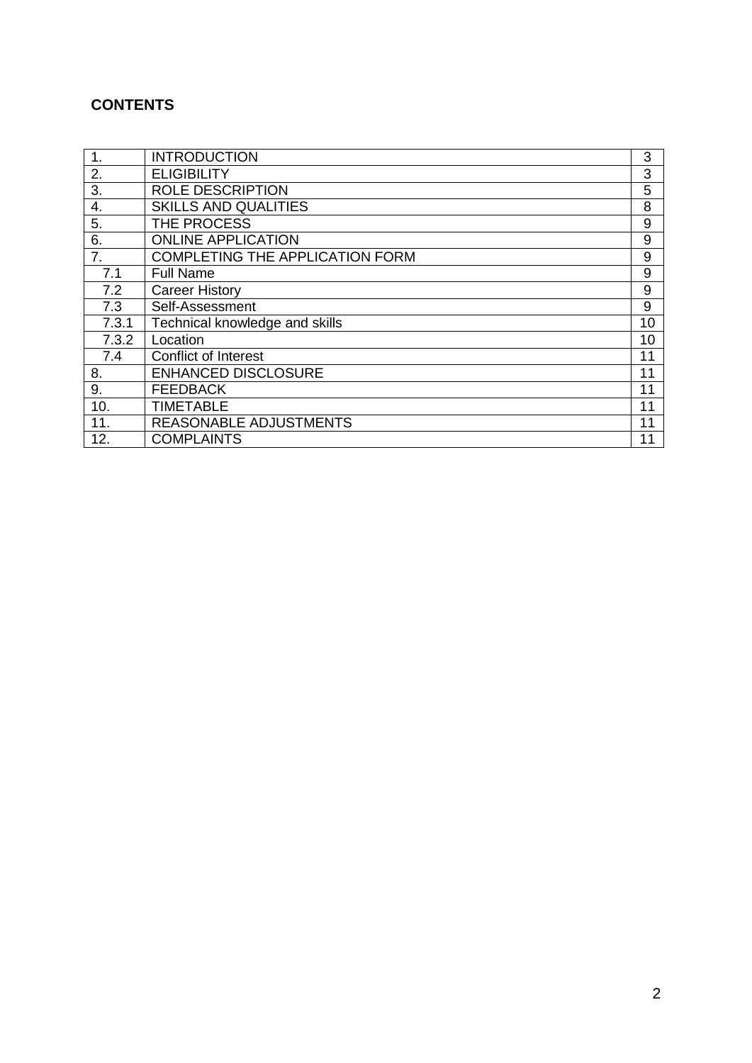**CONTENTS**

| | | |
|---|---|---|
| 1. | INTRODUCTION | 3 |
| 2. | ELIGIBILITY | 3 |
| 3. | ROLE DESCRIPTION | 5 |
| 4. | SKILLS AND QUALITIES | 8 |
| 5. | THE PROCESS | 9 |
| 6. | ONLINE APPLICATION | 9 |
| 7. | COMPLETING THE APPLICATION FORM | 9 |
| 7.1 | Full Name | 9 |
| 7.2 | Career History | 9 |
| 7.3 | Self-Assessment | 9 |
| 7.3.1 | Technical knowledge and skills | 10 |
| 7.3.2 | Location | 10 |
| 7.4 | Conflict of Interest | 11 |
| 8. | ENHANCED DISCLOSURE | 11 |
| 9. | FEEDBACK | 11 |
| 10. | TIMETABLE | 11 |
| 11. | REASONABLE ADJUSTMENTS | 11 |
| 12. | COMPLAINTS | 11 |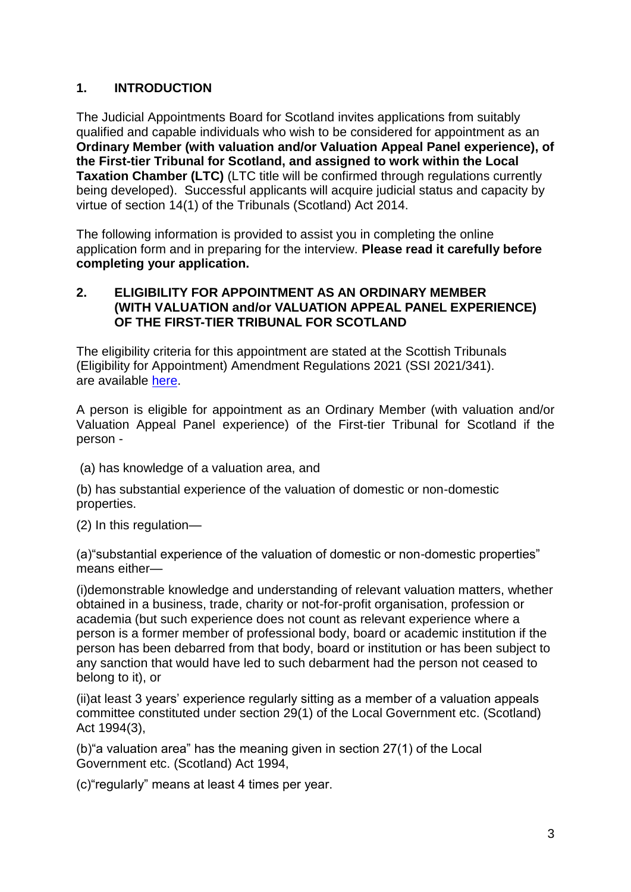## 1. INTRODUCTION

The Judicial Appointments Board for Scotland invites applications from suitably qualified and capable individuals who wish to be considered for appointment as an **Ordinary Member (with valuation and/or Valuation Appeal Panel experience), of the First-tier Tribunal for Scotland, and assigned to work within the Local Taxation Chamber (LTC)** (LTC title will be confirmed through regulations currently being developed). Successful applicants will acquire judicial status and capacity by virtue of section 14(1) of the Tribunals (Scotland) Act 2014.

The following information is provided to assist you in completing the online application form and in preparing for the interview. **Please read it carefully before completing your application.**

## 2. ELIGIBILITY FOR APPOINTMENT AS AN ORDINARY MEMBER (WITH VALUATION and/or VALUATION APPEAL PANEL EXPERIENCE) OF THE FIRST-TIER TRIBUNAL FOR SCOTLAND

The eligibility criteria for this appointment are stated at the Scottish Tribunals (Eligibility for Appointment) Amendment Regulations 2021 (SSI 2021/341). are available here.

A person is eligible for appointment as an Ordinary Member (with valuation and/or Valuation Appeal Panel experience) of the First-tier Tribunal for Scotland if the person -

(a) has knowledge of a valuation area, and

(b) has substantial experience of the valuation of domestic or non-domestic properties.

(2) In this regulation—

(a)"substantial experience of the valuation of domestic or non-domestic properties" means either—

(i)demonstrable knowledge and understanding of relevant valuation matters, whether obtained in a business, trade, charity or not-for-profit organisation, profession or academia (but such experience does not count as relevant experience where a person is a former member of professional body, board or academic institution if the person has been debarred from that body, board or institution or has been subject to any sanction that would have led to such debarment had the person not ceased to belong to it), or

(ii)at least 3 years' experience regularly sitting as a member of a valuation appeals committee constituted under section 29(1) of the Local Government etc. (Scotland) Act 1994(3),

(b)"a valuation area" has the meaning given in section 27(1) of the Local Government etc. (Scotland) Act 1994,

(c)"regularly" means at least 4 times per year.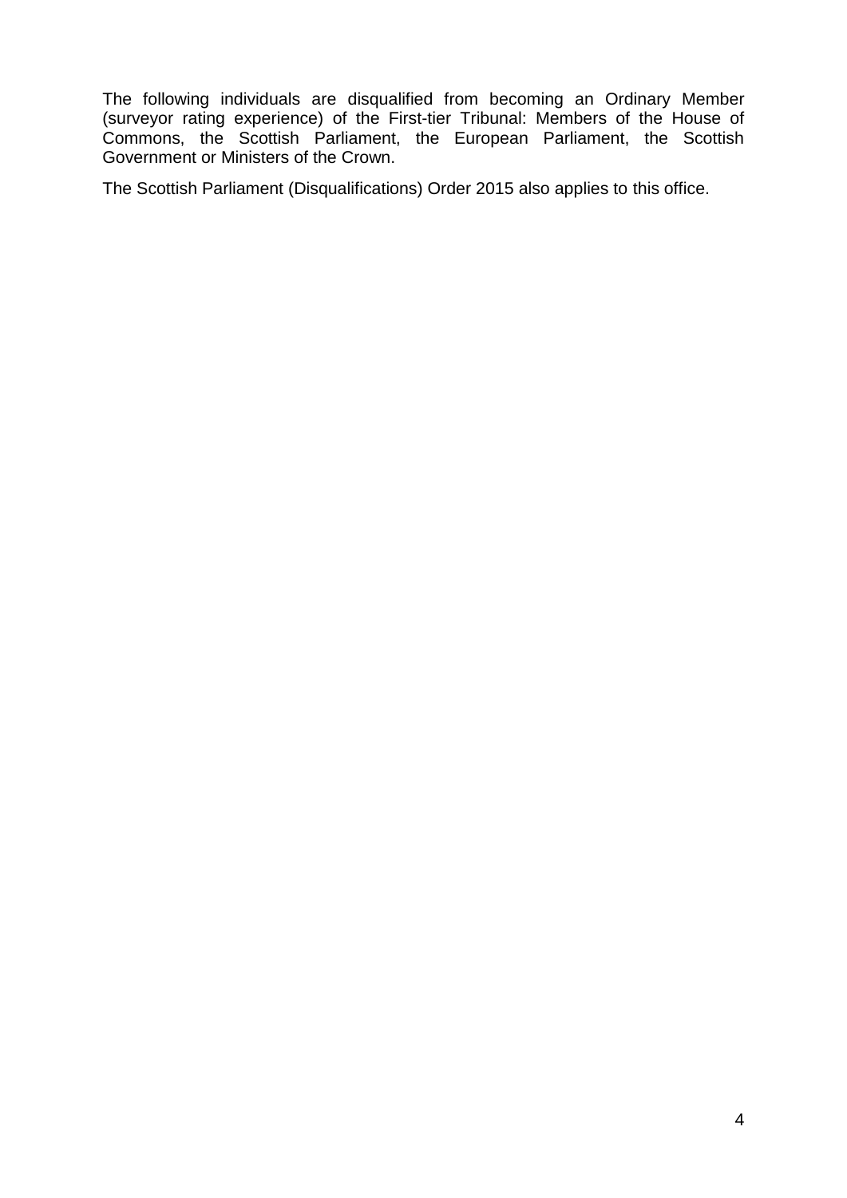The following individuals are disqualified from becoming an Ordinary Member (surveyor rating experience) of the First-tier Tribunal: Members of the House of Commons, the Scottish Parliament, the European Parliament, the Scottish Government or Ministers of the Crown.

The Scottish Parliament (Disqualifications) Order 2015 also applies to this office.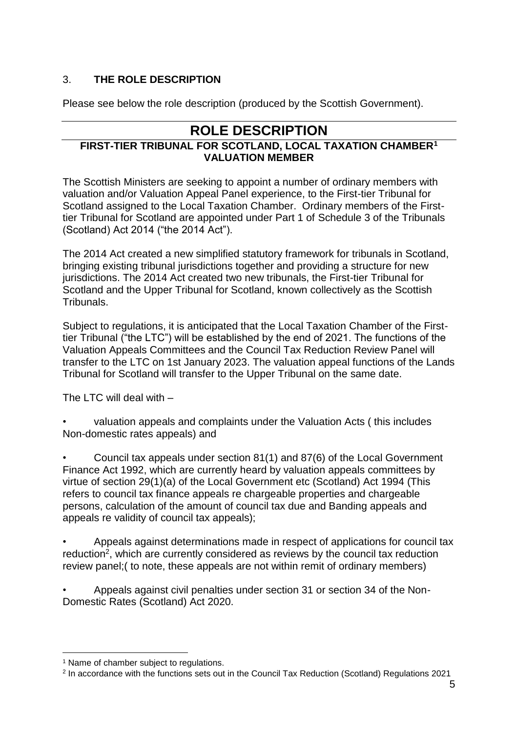## 3. **THE ROLE DESCRIPTION**

Please see below the role description (produced by the Scottish Government).

---

# ROLE DESCRIPTION

### FIRST-TIER TRIBUNAL FOR SCOTLAND, LOCAL TAXATION CHAMBER[1] VALUATION MEMBER

The Scottish Ministers are seeking to appoint a number of ordinary members with valuation and/or Valuation Appeal Panel experience, to the First-tier Tribunal for Scotland assigned to the Local Taxation Chamber. Ordinary members of the First-tier Tribunal for Scotland are appointed under Part 1 of Schedule 3 of the Tribunals (Scotland) Act 2014 ("the 2014 Act").

The 2014 Act created a new simplified statutory framework for tribunals in Scotland, bringing existing tribunal jurisdictions together and providing a structure for new jurisdictions. The 2014 Act created two new tribunals, the First-tier Tribunal for Scotland and the Upper Tribunal for Scotland, known collectively as the Scottish Tribunals.

Subject to regulations, it is anticipated that the Local Taxation Chamber of the First-tier Tribunal ("the LTC") will be established by the end of 2021. The functions of the Valuation Appeals Committees and the Council Tax Reduction Review Panel will transfer to the LTC on 1st January 2023. The valuation appeal functions of the Lands Tribunal for Scotland will transfer to the Upper Tribunal on the same date.

The LTC will deal with –

- valuation appeals and complaints under the Valuation Acts ( this includes Non-domestic rates appeals) and

- Council tax appeals under section 81(1) and 87(6) of the Local Government Finance Act 1992, which are currently heard by valuation appeals committees by virtue of section 29(1)(a) of the Local Government etc (Scotland) Act 1994 (This refers to council tax finance appeals re chargeable properties and chargeable persons, calculation of the amount of council tax due and Banding appeals and appeals re validity of council tax appeals);

- Appeals against determinations made in respect of applications for council tax reduction[2], which are currently considered as reviews by the council tax reduction review panel;( to note, these appeals are not within remit of ordinary members)

- Appeals against civil penalties under section 31 or section 34 of the Non-Domestic Rates (Scotland) Act 2020.

---

[1] Name of chamber subject to regulations.

[2] In accordance with the functions sets out in the Council Tax Reduction (Scotland) Regulations 2021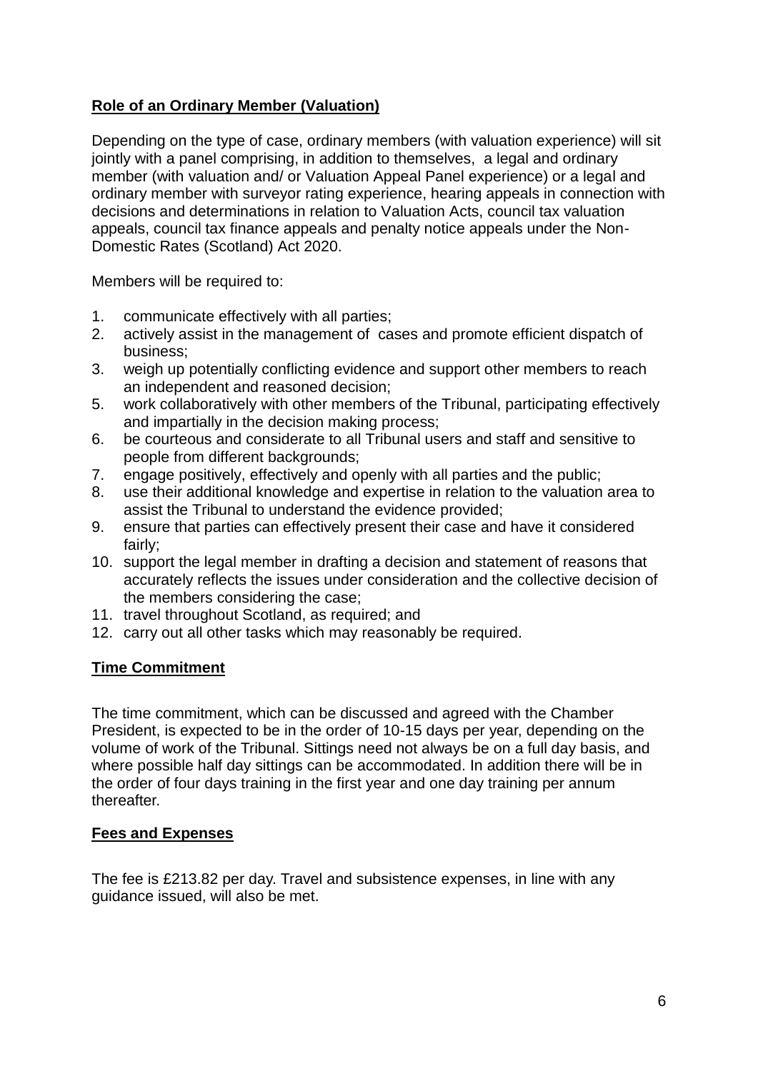**Role of an Ordinary Member (Valuation)**

Depending on the type of case, ordinary members (with valuation experience) will sit jointly with a panel comprising, in addition to themselves, a legal and ordinary member (with valuation and/ or Valuation Appeal Panel experience) or a legal and ordinary member with surveyor rating experience, hearing appeals in connection with decisions and determinations in relation to Valuation Acts, council tax valuation appeals, council tax finance appeals and penalty notice appeals under the Non-Domestic Rates (Scotland) Act 2020.

Members will be required to:

1. communicate effectively with all parties;
2. actively assist in the management of cases and promote efficient dispatch of business;
3. weigh up potentially conflicting evidence and support other members to reach an independent and reasoned decision;
5. work collaboratively with other members of the Tribunal, participating effectively and impartially in the decision making process;
6. be courteous and considerate to all Tribunal users and staff and sensitive to people from different backgrounds;
7. engage positively, effectively and openly with all parties and the public;
8. use their additional knowledge and expertise in relation to the valuation area to assist the Tribunal to understand the evidence provided;
9. ensure that parties can effectively present their case and have it considered fairly;
10. support the legal member in drafting a decision and statement of reasons that accurately reflects the issues under consideration and the collective decision of the members considering the case;
11. travel throughout Scotland, as required; and
12. carry out all other tasks which may reasonably be required.

**Time Commitment**

The time commitment, which can be discussed and agreed with the Chamber President, is expected to be in the order of 10-15 days per year, depending on the volume of work of the Tribunal. Sittings need not always be on a full day basis, and where possible half day sittings can be accommodated. In addition there will be in the order of four days training in the first year and one day training per annum thereafter.

**Fees and Expenses**

The fee is £213.82 per day. Travel and subsistence expenses, in line with any guidance issued, will also be met.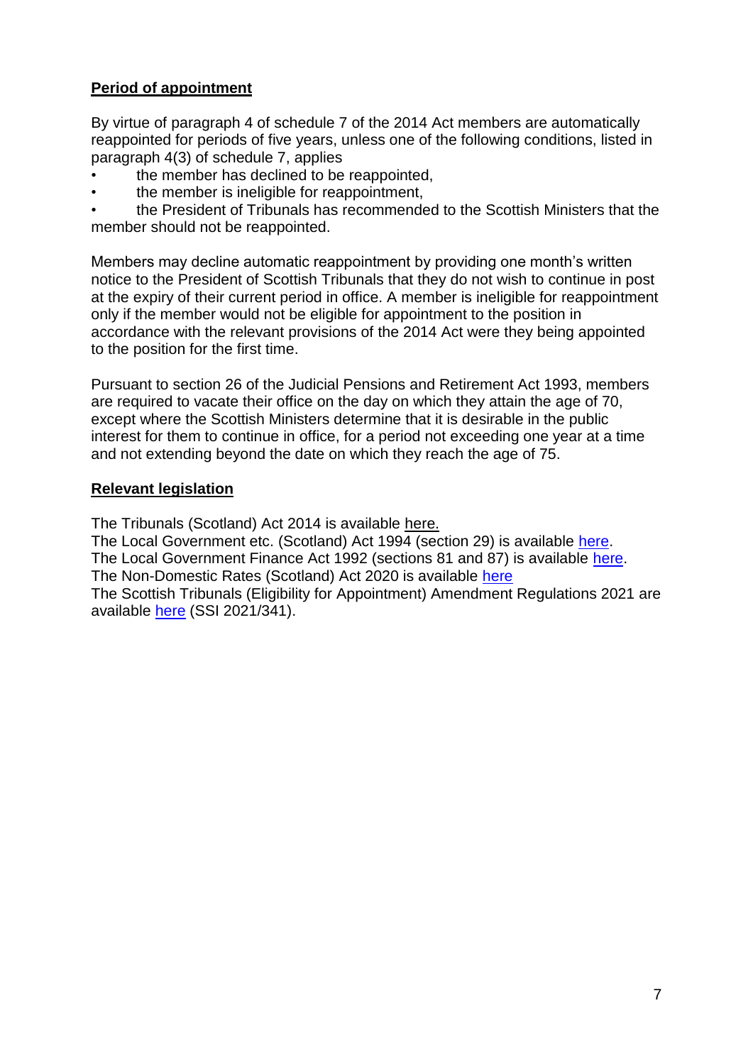**Period of appointment**

By virtue of paragraph 4 of schedule 7 of the 2014 Act members are automatically reappointed for periods of five years, unless one of the following conditions, listed in paragraph 4(3) of schedule 7, applies

- the member has declined to be reappointed,
- the member is ineligible for reappointment,
- the President of Tribunals has recommended to the Scottish Ministers that the member should not be reappointed.

Members may decline automatic reappointment by providing one month's written notice to the President of Scottish Tribunals that they do not wish to continue in post at the expiry of their current period in office. A member is ineligible for reappointment only if the member would not be eligible for appointment to the position in accordance with the relevant provisions of the 2014 Act were they being appointed to the position for the first time.

Pursuant to section 26 of the Judicial Pensions and Retirement Act 1993, members are required to vacate their office on the day on which they attain the age of 70, except where the Scottish Ministers determine that it is desirable in the public interest for them to continue in office, for a period not exceeding one year at a time and not extending beyond the date on which they reach the age of 75.

**Relevant legislation**

The Tribunals (Scotland) Act 2014 is available here.
The Local Government etc. (Scotland) Act 1994 (section 29) is available here.
The Local Government Finance Act 1992 (sections 81 and 87) is available here.
The Non-Domestic Rates (Scotland) Act 2020 is available here
The Scottish Tribunals (Eligibility for Appointment) Amendment Regulations 2021 are available here (SSI 2021/341).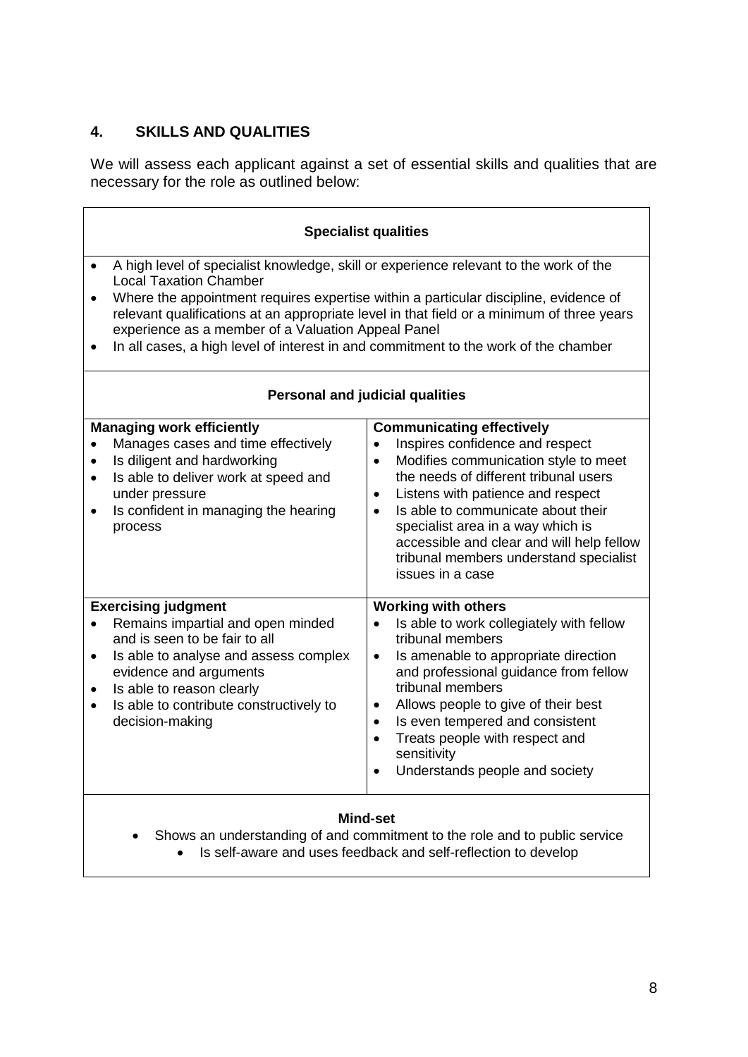## 4. SKILLS AND QUALITIES

We will assess each applicant against a set of essential skills and qualities that are necessary for the role as outlined below:

### Specialist qualities

- A high level of specialist knowledge, skill or experience relevant to the work of the Local Taxation Chamber
- Where the appointment requires expertise within a particular discipline, evidence of relevant qualifications at an appropriate level in that field or a minimum of three years experience as a member of a Valuation Appeal Panel
- In all cases, a high level of interest in and commitment to the work of the chamber

### Personal and judicial qualities

**Managing work efficiently**

- Manages cases and time effectively
- Is diligent and hardworking
- Is able to deliver work at speed and under pressure
- Is confident in managing the hearing process

**Communicating effectively**

- Inspires confidence and respect
- Modifies communication style to meet the needs of different tribunal users
- Listens with patience and respect
- Is able to communicate about their specialist area in a way which is accessible and clear and will help fellow tribunal members understand specialist issues in a case

**Exercising judgment**

- Remains impartial and open minded and is seen to be fair to all
- Is able to analyse and assess complex evidence and arguments
- Is able to reason clearly
- Is able to contribute constructively to decision-making

**Working with others**

- Is able to work collegiately with fellow tribunal members
- Is amenable to appropriate direction and professional guidance from fellow tribunal members
- Allows people to give of their best
- Is even tempered and consistent
- Treats people with respect and sensitivity
- Understands people and society

### Mind-set

- Shows an understanding of and commitment to the role and to public service
- Is self-aware and uses feedback and self-reflection to develop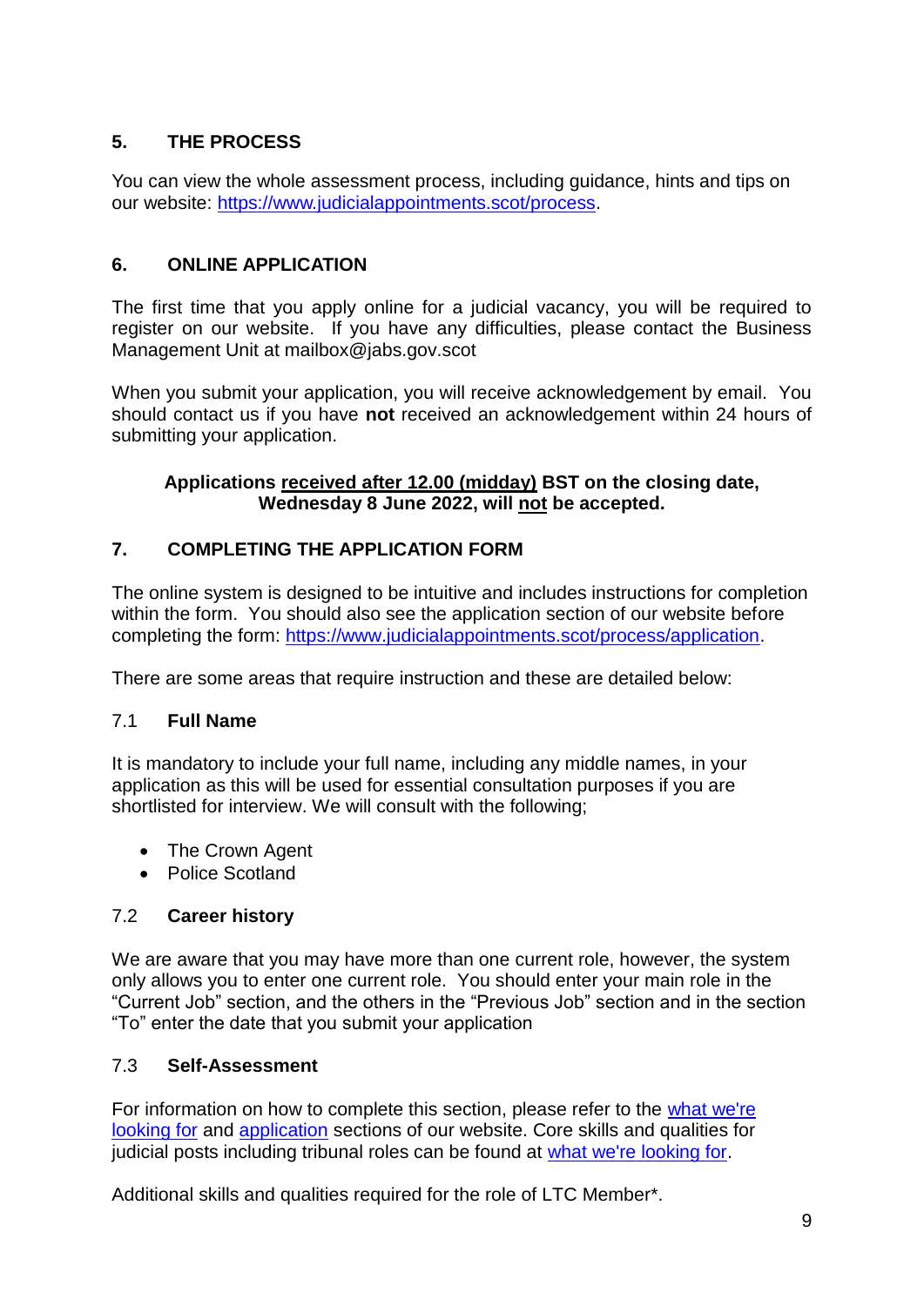## 5. THE PROCESS

You can view the whole assessment process, including guidance, hints and tips on our website: [https://www.judicialappointments.scot/process](https://www.judicialappointments.scot/process).

## 6. ONLINE APPLICATION

The first time that you apply online for a judicial vacancy, you will be required to register on our website. If you have any difficulties, please contact the Business Management Unit at mailbox@jabs.gov.scot

When you submit your application, you will receive acknowledgement by email. You should contact us if you have **not** received an acknowledgement within 24 hours of submitting your application.

**Applications <u>received after 12.00 (midday)</u> BST on the closing date, Wednesday 8 June 2022, will <u>not</u> be accepted.**

## 7. COMPLETING THE APPLICATION FORM

The online system is designed to be intuitive and includes instructions for completion within the form. You should also see the application section of our website before completing the form: [https://www.judicialappointments.scot/process/application](https://www.judicialappointments.scot/process/application).

There are some areas that require instruction and these are detailed below:

### 7.1 Full Name

It is mandatory to include your full name, including any middle names, in your application as this will be used for essential consultation purposes if you are shortlisted for interview. We will consult with the following;

- The Crown Agent
- Police Scotland

### 7.2 Career history

We are aware that you may have more than one current role, however, the system only allows you to enter one current role. You should enter your main role in the "Current Job" section, and the others in the "Previous Job" section and in the section "To" enter the date that you submit your application

### 7.3 Self-Assessment

For information on how to complete this section, please refer to the what we're looking for and application sections of our website. Core skills and qualities for judicial posts including tribunal roles can be found at what we're looking for.

Additional skills and qualities required for the role of LTC Member*.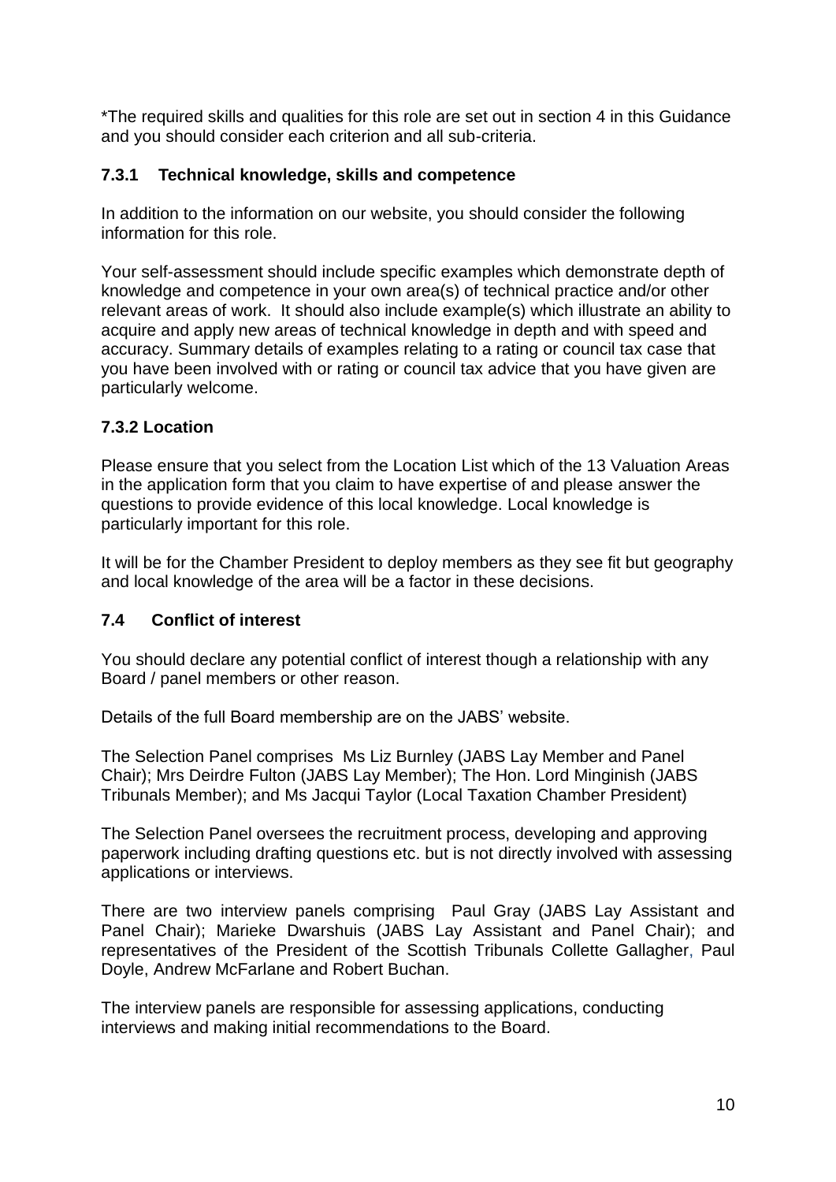*The required skills and qualities for this role are set out in section 4 in this Guidance and you should consider each criterion and all sub-criteria.

### 7.3.1 Technical knowledge, skills and competence

In addition to the information on our website, you should consider the following information for this role.

Your self-assessment should include specific examples which demonstrate depth of knowledge and competence in your own area(s) of technical practice and/or other relevant areas of work. It should also include example(s) which illustrate an ability to acquire and apply new areas of technical knowledge in depth and with speed and accuracy. Summary details of examples relating to a rating or council tax case that you have been involved with or rating or council tax advice that you have given are particularly welcome.

### 7.3.2 Location

Please ensure that you select from the Location List which of the 13 Valuation Areas in the application form that you claim to have expertise of and please answer the questions to provide evidence of this local knowledge. Local knowledge is particularly important for this role.

It will be for the Chamber President to deploy members as they see fit but geography and local knowledge of the area will be a factor in these decisions.

### 7.4 Conflict of interest

You should declare any potential conflict of interest though a relationship with any Board / panel members or other reason.

Details of the full Board membership are on the JABS' website.

The Selection Panel comprises Ms Liz Burnley (JABS Lay Member and Panel Chair); Mrs Deirdre Fulton (JABS Lay Member); The Hon. Lord Minginish (JABS Tribunals Member); and Ms Jacqui Taylor (Local Taxation Chamber President)

The Selection Panel oversees the recruitment process, developing and approving paperwork including drafting questions etc. but is not directly involved with assessing applications or interviews.

There are two interview panels comprising Paul Gray (JABS Lay Assistant and Panel Chair); Marieke Dwarshuis (JABS Lay Assistant and Panel Chair); and representatives of the President of the Scottish Tribunals Collette Gallagher, Paul Doyle, Andrew McFarlane and Robert Buchan.

The interview panels are responsible for assessing applications, conducting interviews and making initial recommendations to the Board.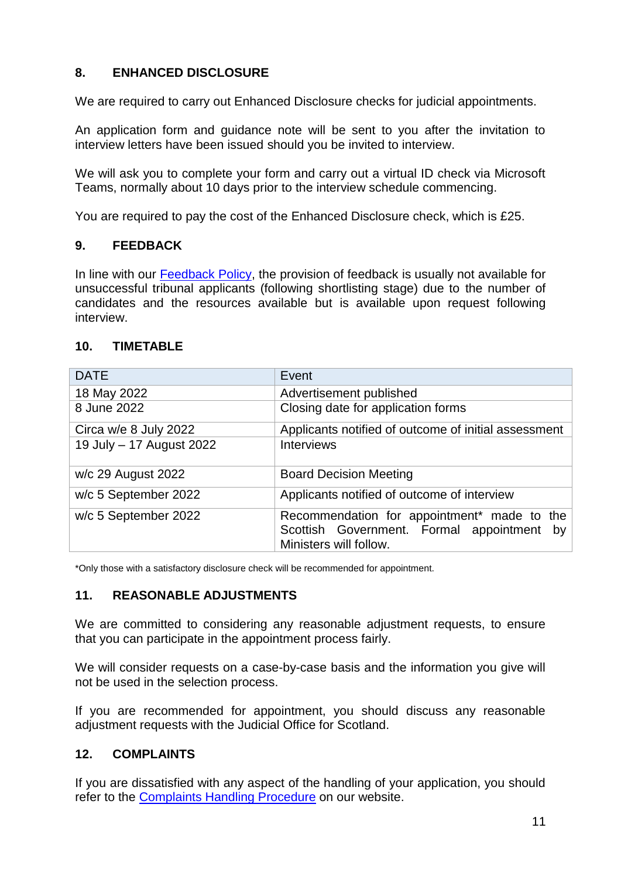## 8. ENHANCED DISCLOSURE

We are required to carry out Enhanced Disclosure checks for judicial appointments.

An application form and guidance note will be sent to you after the invitation to interview letters have been issued should you be invited to interview.

We will ask you to complete your form and carry out a virtual ID check via Microsoft Teams, normally about 10 days prior to the interview schedule commencing.

You are required to pay the cost of the Enhanced Disclosure check, which is £25.

## 9. FEEDBACK

In line with our Feedback Policy, the provision of feedback is usually not available for unsuccessful tribunal applicants (following shortlisting stage) due to the number of candidates and the resources available but is available upon request following interview.

## 10. TIMETABLE

| DATE | Event |
|---|---|
| 18 May 2022 | Advertisement published |
| 8 June 2022 | Closing date for application forms |
| Circa w/e 8 July 2022 | Applicants notified of outcome of initial assessment |
| 19 July – 17 August 2022 | Interviews |
| w/c 29 August 2022 | Board Decision Meeting |
| w/c 5 September 2022 | Applicants notified of outcome of interview |
| w/c 5 September 2022 | Recommendation for appointment* made to the Scottish Government. Formal appointment by Ministers will follow. |

*Only those with a satisfactory disclosure check will be recommended for appointment.

## 11. REASONABLE ADJUSTMENTS

We are committed to considering any reasonable adjustment requests, to ensure that you can participate in the appointment process fairly.

We will consider requests on a case-by-case basis and the information you give will not be used in the selection process.

If you are recommended for appointment, you should discuss any reasonable adjustment requests with the Judicial Office for Scotland.

## 12. COMPLAINTS

If you are dissatisfied with any aspect of the handling of your application, you should refer to the Complaints Handling Procedure on our website.